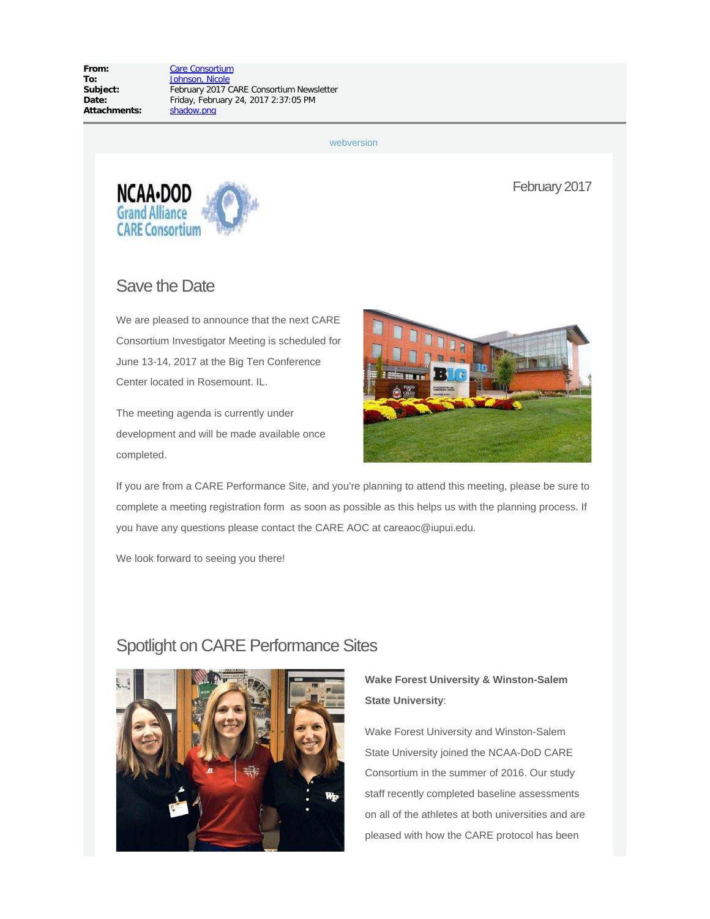| | |
|---|---|
| **From:** | Care Consortium |
| **To:** | Johnson, Nicole |
| **Subject:** | February 2017 CARE Consortium Newsletter |
| **Date:** | Friday, February 24, 2017 2:37:05 PM |
| **Attachments:** | shadow.png |

webversion

NCAA•DOD Grand Alliance CARE Consortium

February 2017

## Save the Date

We are pleased to announce that the next CARE Consortium Investigator Meeting is scheduled for June 13-14, 2017 at the Big Ten Conference Center located in Rosemount. IL.

The meeting agenda is currently under development and will be made available once completed.

If you are from a CARE Performance Site, and you're planning to attend this meeting, please be sure to complete a meeting registration form as soon as possible as this helps us with the planning process. If you have any questions please contact the CARE AOC at careaoc@iupui.edu.

We look forward to seeing you there!

## Spotlight on CARE Performance Sites

**Wake Forest University & Winston-Salem State University**:

Wake Forest University and Winston-Salem State University joined the NCAA-DoD CARE Consortium in the summer of 2016. Our study staff recently completed baseline assessments on all of the athletes at both universities and are pleased with how the CARE protocol has been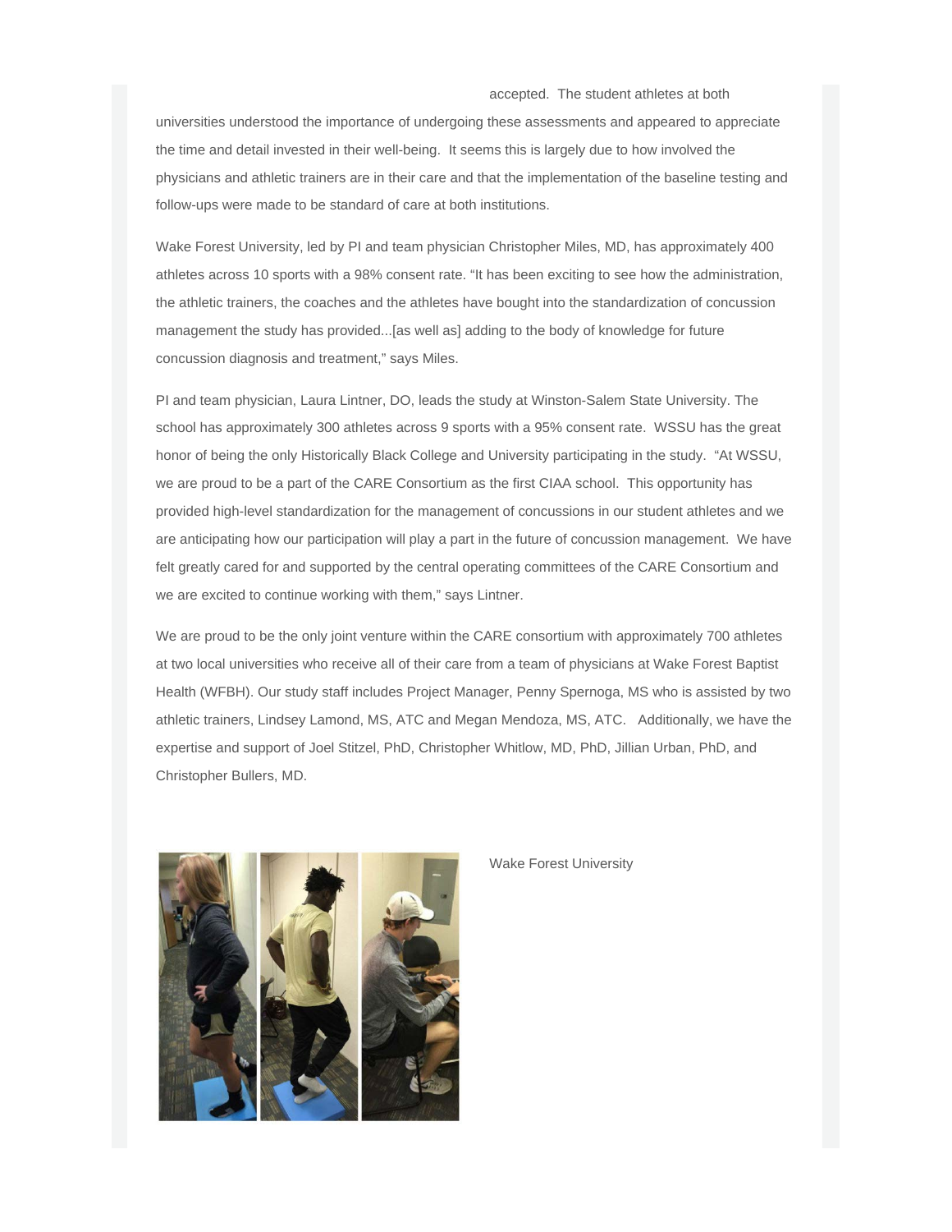accepted. The student athletes at both universities understood the importance of undergoing these assessments and appeared to appreciate the time and detail invested in their well-being. It seems this is largely due to how involved the physicians and athletic trainers are in their care and that the implementation of the baseline testing and follow-ups were made to be standard of care at both institutions.

Wake Forest University, led by PI and team physician Christopher Miles, MD, has approximately 400 athletes across 10 sports with a 98% consent rate. “It has been exciting to see how the administration, the athletic trainers, the coaches and the athletes have bought into the standardization of concussion management the study has provided...[as well as] adding to the body of knowledge for future concussion diagnosis and treatment,” says Miles.

PI and team physician, Laura Lintner, DO, leads the study at Winston-Salem State University. The school has approximately 300 athletes across 9 sports with a 95% consent rate. WSSU has the great honor of being the only Historically Black College and University participating in the study. “At WSSU, we are proud to be a part of the CARE Consortium as the first CIAA school. This opportunity has provided high-level standardization for the management of concussions in our student athletes and we are anticipating how our participation will play a part in the future of concussion management. We have felt greatly cared for and supported by the central operating committees of the CARE Consortium and we are excited to continue working with them,” says Lintner.

We are proud to be the only joint venture within the CARE consortium with approximately 700 athletes at two local universities who receive all of their care from a team of physicians at Wake Forest Baptist Health (WFBH). Our study staff includes Project Manager, Penny Spernoga, MS who is assisted by two athletic trainers, Lindsey Lamond, MS, ATC and Megan Mendoza, MS, ATC. Additionally, we have the expertise and support of Joel Stitzel, PhD, Christopher Whitlow, MD, PhD, Jillian Urban, PhD, and Christopher Bullers, MD.

Wake Forest University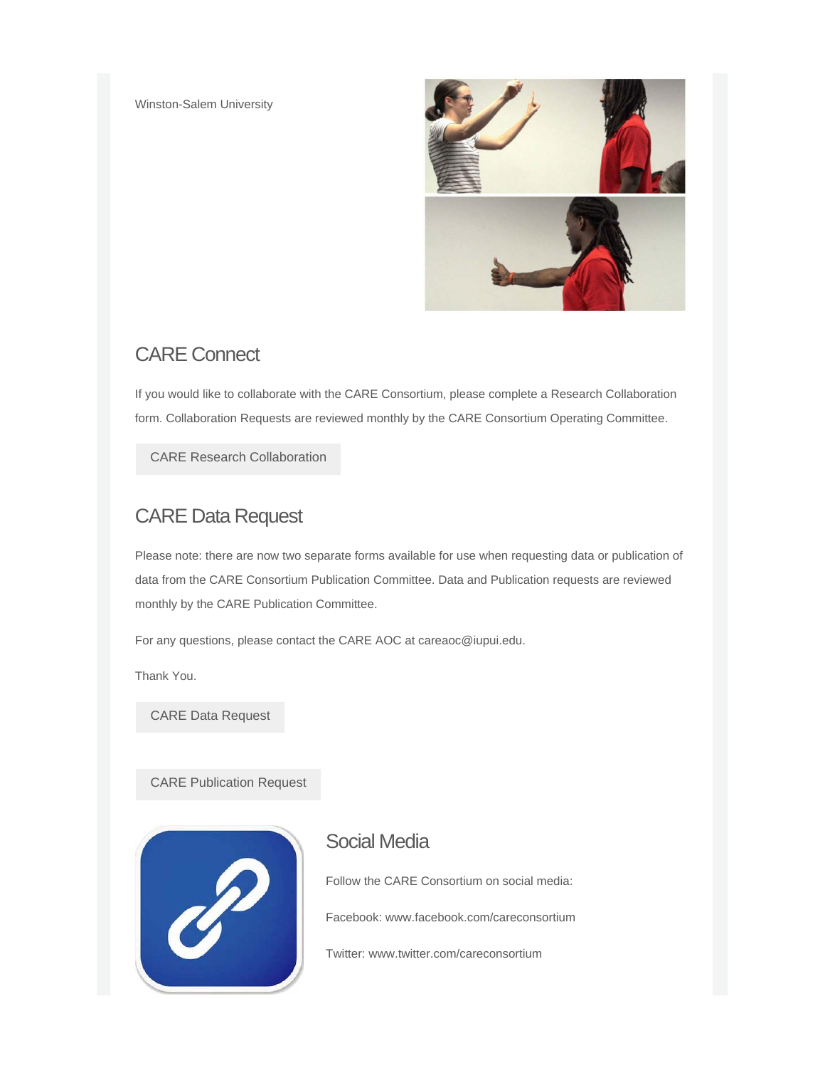Winston-Salem University

## CARE Connect

If you would like to collaborate with the CARE Consortium, please complete a Research Collaboration form. Collaboration Requests are reviewed monthly by the CARE Consortium Operating Committee.

CARE Research Collaboration

## CARE Data Request

Please note: there are now two separate forms available for use when requesting data or publication of data from the CARE Consortium Publication Committee. Data and Publication requests are reviewed monthly by the CARE Publication Committee.

For any questions, please contact the CARE AOC at careaoc@iupui.edu.

Thank You.

CARE Data Request

CARE Publication Request

## Social Media

Follow the CARE Consortium on social media:

Facebook: www.facebook.com/careconsortium

Twitter: www.twitter.com/careconsortium